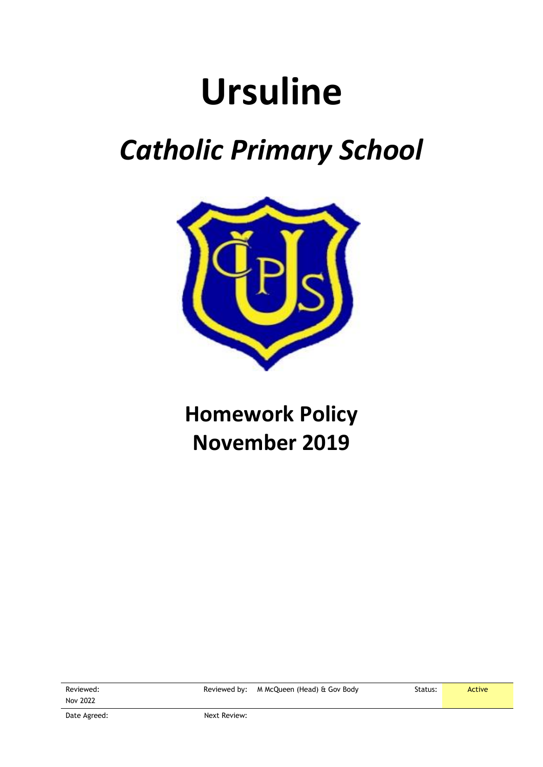# Ursuline

## *Catholic Primary School*

## Homework Policy
## November 2019

| Reviewed: Nov 2022 | Reviewed by: | M McQueen (Head) & Gov Body | Status: | Active |
| --- | --- | --- | --- | --- |
| Date Agreed: | Next Review: | | | |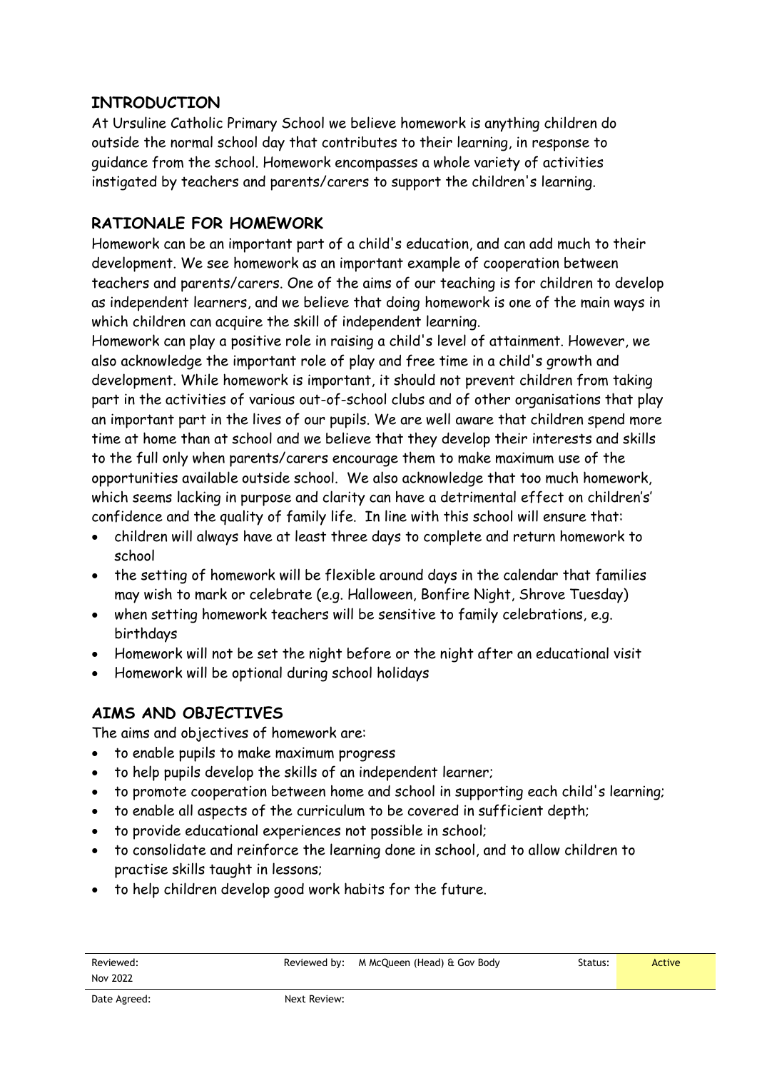## INTRODUCTION

At Ursuline Catholic Primary School we believe homework is anything children do outside the normal school day that contributes to their learning, in response to guidance from the school. Homework encompasses a whole variety of activities instigated by teachers and parents/carers to support the children's learning.

## RATIONALE FOR HOMEWORK

Homework can be an important part of a child's education, and can add much to their development. We see homework as an important example of cooperation between teachers and parents/carers. One of the aims of our teaching is for children to develop as independent learners, and we believe that doing homework is one of the main ways in which children can acquire the skill of independent learning.

Homework can play a positive role in raising a child's level of attainment. However, we also acknowledge the important role of play and free time in a child's growth and development. While homework is important, it should not prevent children from taking part in the activities of various out-of-school clubs and of other organisations that play an important part in the lives of our pupils. We are well aware that children spend more time at home than at school and we believe that they develop their interests and skills to the full only when parents/carers encourage them to make maximum use of the opportunities available outside school. We also acknowledge that too much homework, which seems lacking in purpose and clarity can have a detrimental effect on children's' confidence and the quality of family life. In line with this school will ensure that:

- children will always have at least three days to complete and return homework to school
- the setting of homework will be flexible around days in the calendar that families may wish to mark or celebrate (e.g. Halloween, Bonfire Night, Shrove Tuesday)
- when setting homework teachers will be sensitive to family celebrations, e.g. birthdays
- Homework will not be set the night before or the night after an educational visit
- Homework will be optional during school holidays

## AIMS AND OBJECTIVES

The aims and objectives of homework are:

- to enable pupils to make maximum progress
- to help pupils develop the skills of an independent learner;
- to promote cooperation between home and school in supporting each child's learning;
- to enable all aspects of the curriculum to be covered in sufficient depth;
- to provide educational experiences not possible in school;
- to consolidate and reinforce the learning done in school, and to allow children to practise skills taught in lessons;
- to help children develop good work habits for the future.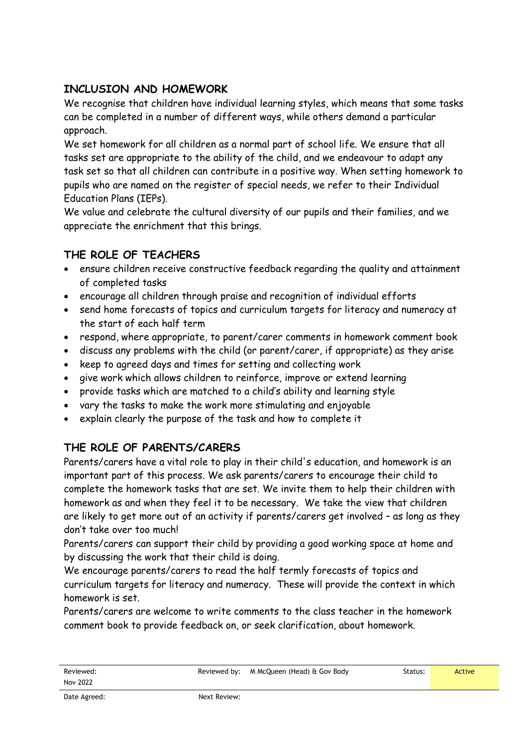## INCLUSION AND HOMEWORK

We recognise that children have individual learning styles, which means that some tasks can be completed in a number of different ways, while others demand a particular approach.

We set homework for all children as a normal part of school life. We ensure that all tasks set are appropriate to the ability of the child, and we endeavour to adapt any task set so that all children can contribute in a positive way. When setting homework to pupils who are named on the register of special needs, we refer to their Individual Education Plans (IEPs).

We value and celebrate the cultural diversity of our pupils and their families, and we appreciate the enrichment that this brings.

## THE ROLE OF TEACHERS

- ensure children receive constructive feedback regarding the quality and attainment of completed tasks
- encourage all children through praise and recognition of individual efforts
- send home forecasts of topics and curriculum targets for literacy and numeracy at the start of each half term
- respond, where appropriate, to parent/carer comments in homework comment book
- discuss any problems with the child (or parent/carer, if appropriate) as they arise
- keep to agreed days and times for setting and collecting work
- give work which allows children to reinforce, improve or extend learning
- provide tasks which are matched to a child's ability and learning style
- vary the tasks to make the work more stimulating and enjoyable
- explain clearly the purpose of the task and how to complete it

## THE ROLE OF PARENTS/CARERS

Parents/carers have a vital role to play in their child's education, and homework is an important part of this process. We ask parents/carers to encourage their child to complete the homework tasks that are set. We invite them to help their children with homework as and when they feel it to be necessary. We take the view that children are likely to get more out of an activity if parents/carers get involved – as long as they don't take over too much!

Parents/carers can support their child by providing a good working space at home and by discussing the work that their child is doing.

We encourage parents/carers to read the half termly forecasts of topics and curriculum targets for literacy and numeracy. These will provide the context in which homework is set.

Parents/carers are welcome to write comments to the class teacher in the homework comment book to provide feedback on, or seek clarification, about homework.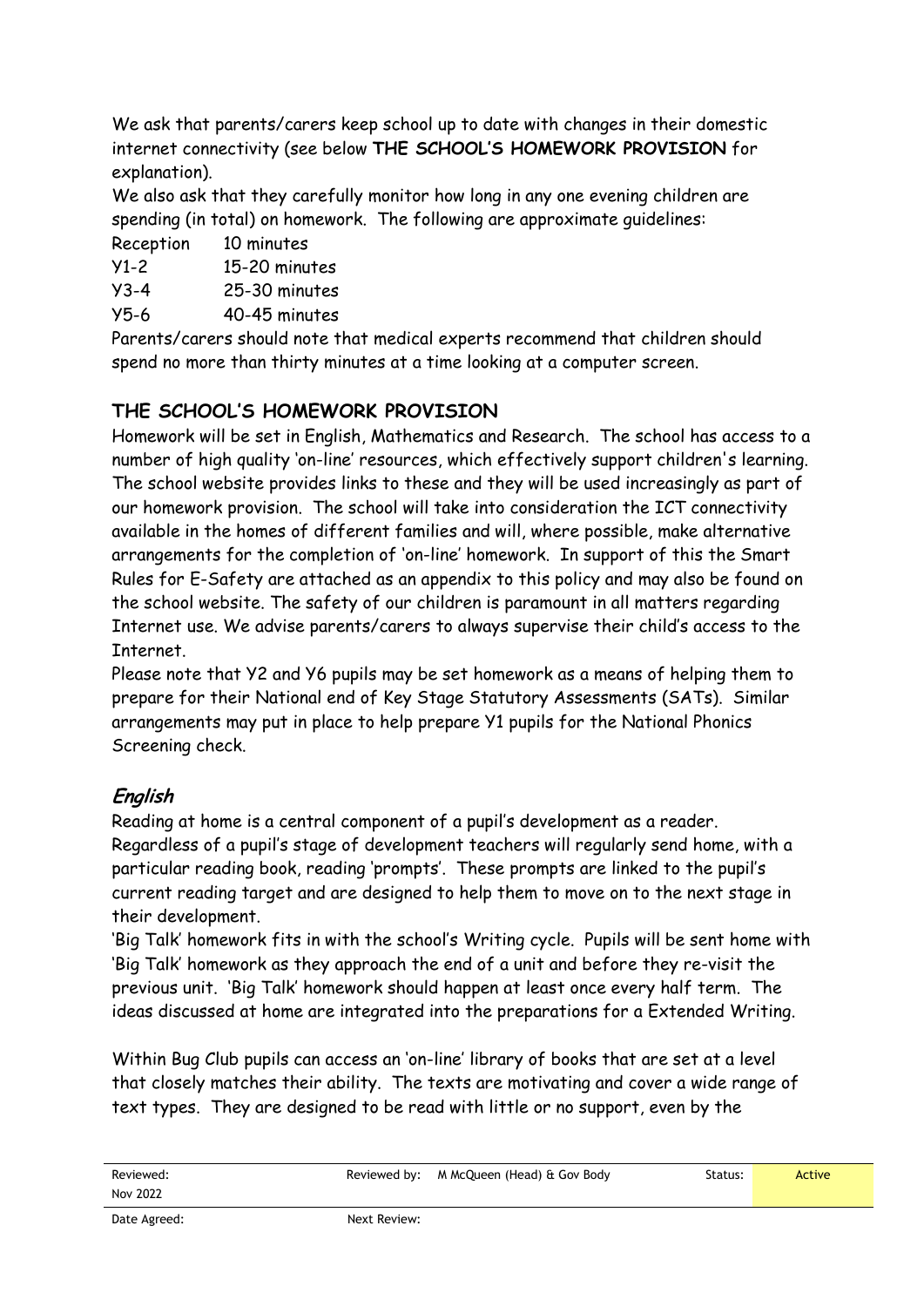We ask that parents/carers keep school up to date with changes in their domestic internet connectivity (see below **THE SCHOOL'S HOMEWORK PROVISION** for explanation).

We also ask that they carefully monitor how long in any one evening children are spending (in total) on homework. The following are approximate guidelines:

| | |
|---|---|
| Reception | 10 minutes |
| Y1-2 | 15-20 minutes |
| Y3-4 | 25-30 minutes |
| Y5-6 | 40-45 minutes |

Parents/carers should note that medical experts recommend that children should spend no more than thirty minutes at a time looking at a computer screen.

## THE SCHOOL'S HOMEWORK PROVISION

Homework will be set in English, Mathematics and Research. The school has access to a number of high quality 'on-line' resources, which effectively support children's learning. The school website provides links to these and they will be used increasingly as part of our homework provision. The school will take into consideration the ICT connectivity available in the homes of different families and will, where possible, make alternative arrangements for the completion of 'on-line' homework. In support of this the Smart Rules for E-Safety are attached as an appendix to this policy and may also be found on the school website. The safety of our children is paramount in all matters regarding Internet use. We advise parents/carers to always supervise their child's access to the Internet.

Please note that Y2 and Y6 pupils may be set homework as a means of helping them to prepare for their National end of Key Stage Statutory Assessments (SATs). Similar arrangements may put in place to help prepare Y1 pupils for the National Phonics Screening check.

### *English*

Reading at home is a central component of a pupil's development as a reader. Regardless of a pupil's stage of development teachers will regularly send home, with a particular reading book, reading 'prompts'. These prompts are linked to the pupil's current reading target and are designed to help them to move on to the next stage in their development.

'Big Talk' homework fits in with the school's Writing cycle. Pupils will be sent home with 'Big Talk' homework as they approach the end of a unit and before they re-visit the previous unit. 'Big Talk' homework should happen at least once every half term. The ideas discussed at home are integrated into the preparations for a Extended Writing.

Within Bug Club pupils can access an 'on-line' library of books that are set at a level that closely matches their ability. The texts are motivating and cover a wide range of text types. They are designed to be read with little or no support, even by the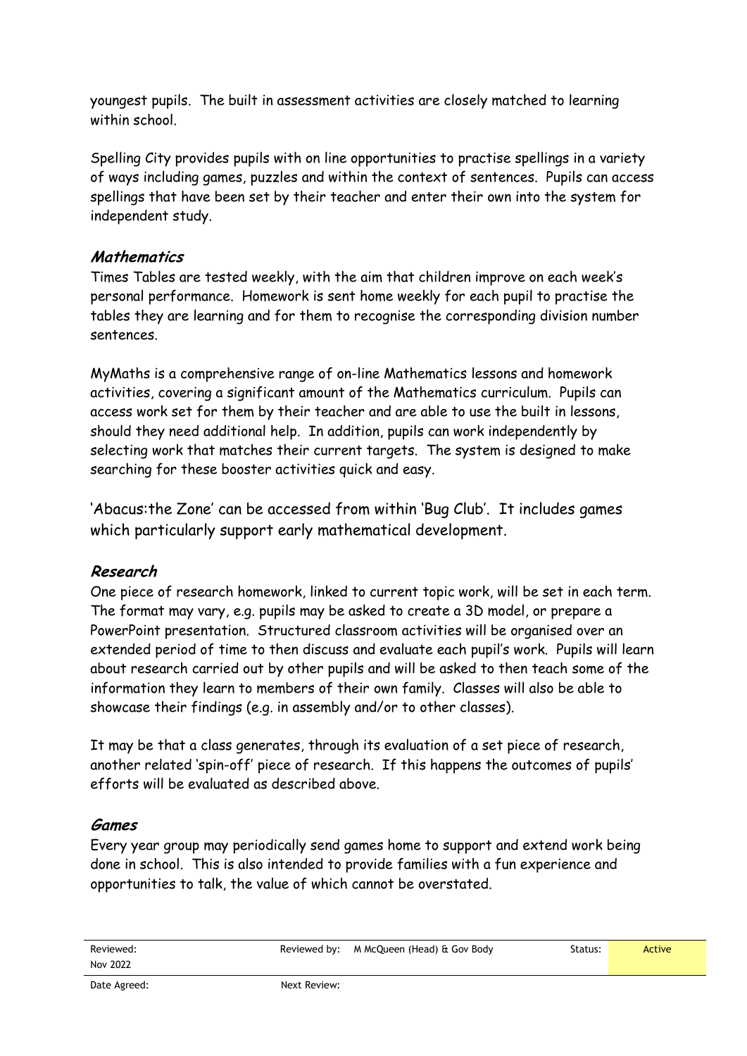youngest pupils. The built in assessment activities are closely matched to learning within school.

Spelling City provides pupils with on line opportunities to practise spellings in a variety of ways including games, puzzles and within the context of sentences. Pupils can access spellings that have been set by their teacher and enter their own into the system for independent study.

### *Mathematics*

Times Tables are tested weekly, with the aim that children improve on each week's personal performance. Homework is sent home weekly for each pupil to practise the tables they are learning and for them to recognise the corresponding division number sentences.

MyMaths is a comprehensive range of on-line Mathematics lessons and homework activities, covering a significant amount of the Mathematics curriculum. Pupils can access work set for them by their teacher and are able to use the built in lessons, should they need additional help. In addition, pupils can work independently by selecting work that matches their current targets. The system is designed to make searching for these booster activities quick and easy.

'Abacus:the Zone' can be accessed from within 'Bug Club'. It includes games which particularly support early mathematical development.

### *Research*

One piece of research homework, linked to current topic work, will be set in each term. The format may vary, e.g. pupils may be asked to create a 3D model, or prepare a PowerPoint presentation. Structured classroom activities will be organised over an extended period of time to then discuss and evaluate each pupil's work. Pupils will learn about research carried out by other pupils and will be asked to then teach some of the information they learn to members of their own family. Classes will also be able to showcase their findings (e.g. in assembly and/or to other classes).

It may be that a class generates, through its evaluation of a set piece of research, another related 'spin-off' piece of research. If this happens the outcomes of pupils' efforts will be evaluated as described above.

### *Games*

Every year group may periodically send games home to support and extend work being done in school. This is also intended to provide families with a fun experience and opportunities to talk, the value of which cannot be overstated.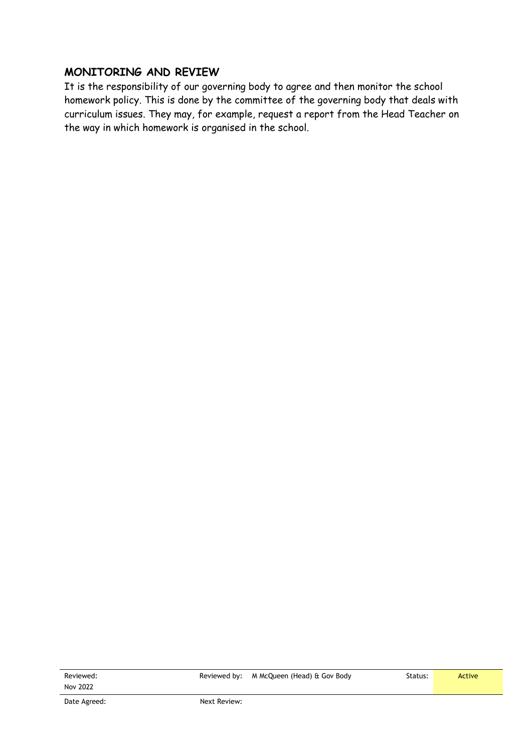## MONITORING AND REVIEW

It is the responsibility of our governing body to agree and then monitor the school homework policy. This is done by the committee of the governing body that deals with curriculum issues. They may, for example, request a report from the Head Teacher on the way in which homework is organised in the school.

| | | | | |
|---|---|---|---|---|
| Reviewed: Nov 2022 | Reviewed by: | M McQueen (Head) & Gov Body | Status: | Active |
| Date Agreed: | Next Review: | | | |